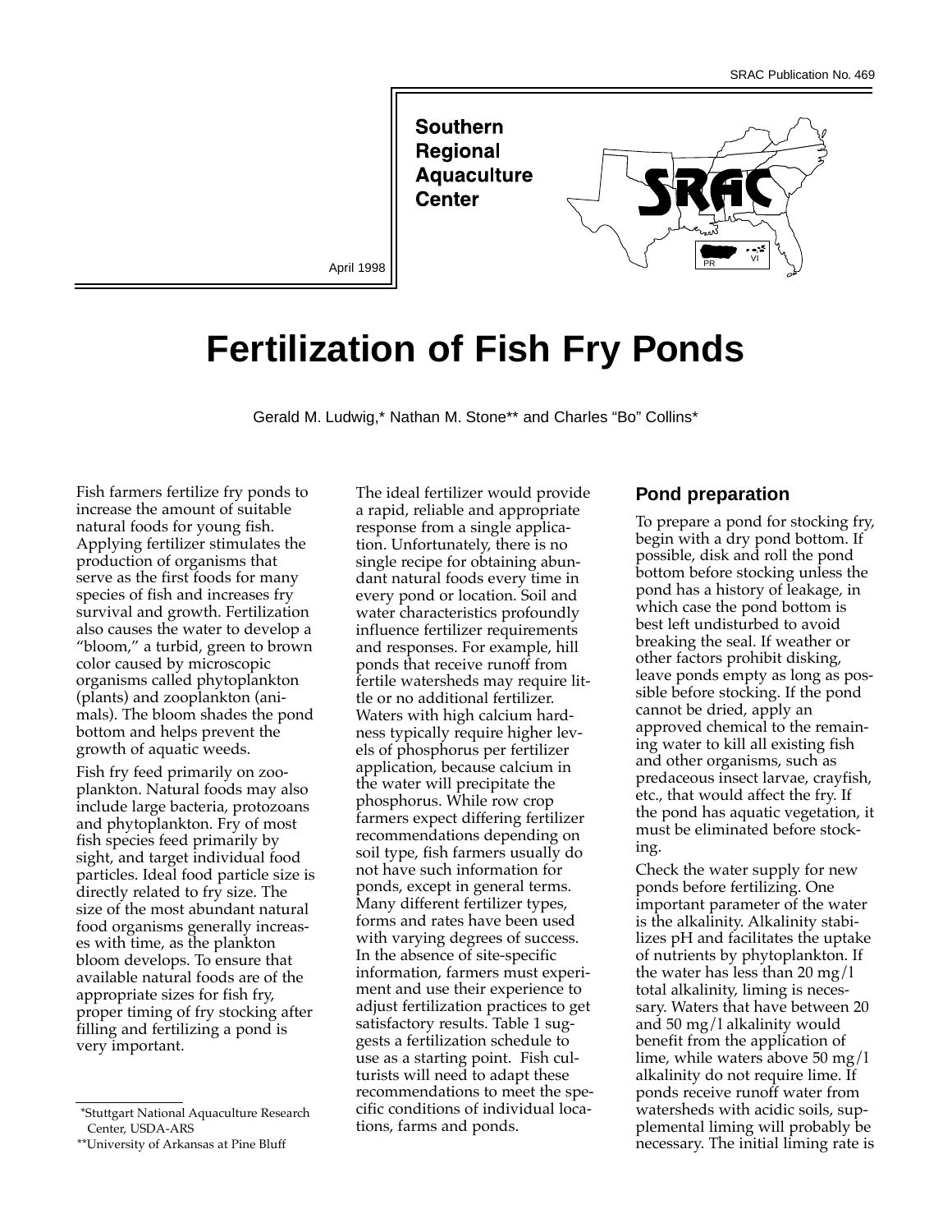SRAC Publication No. 469

Southern Regional Aquaculture Center

April 1998

# Fertilization of Fish Fry Ponds

Gerald M. Ludwig,* Nathan M. Stone** and Charles "Bo" Collins*

Fish farmers fertilize fry ponds to increase the amount of suitable natural foods for young fish. Applying fertilizer stimulates the production of organisms that serve as the first foods for many species of fish and increases fry survival and growth. Fertilization also causes the water to develop a "bloom," a turbid, green to brown color caused by microscopic organisms called phytoplankton (plants) and zooplankton (animals). The bloom shades the pond bottom and helps prevent the growth of aquatic weeds.

Fish fry feed primarily on zooplankton. Natural foods may also include large bacteria, protozoans and phytoplankton. Fry of most fish species feed primarily by sight, and target individual food particles. Ideal food particle size is directly related to fry size. The size of the most abundant natural food organisms generally increases with time, as the plankton bloom develops. To ensure that available natural foods are of the appropriate sizes for fry, proper timing of fry stocking after filling and fertilizing a pond is very important.

The ideal fertilizer would provide a rapid, reliable and appropriate response from a single application. Unfortunately, there is no single recipe for obtaining abundant natural foods every time in every pond or location. Soil and water characteristics profoundly influence fertilizer requirements and responses. For example, hill ponds that receive runoff from fertile watersheds may require little or no additional fertilizer. Waters with high calcium hardness typically require higher levels of phosphorus per fertilizer application, because calcium in the water will precipitate the phosphorus. While row crop farmers expect differing fertilizer recommendations depending on soil type, fish farmers usually do not have such information for ponds, except in general terms. Many different fertilizer types, forms and rates have been used with varying degrees of success. In the absence of site-specific information, farmers must experiment and use their experience to adjust fertilization practices to get satisfactory results. Table 1 suggests a fertilization schedule to use as a starting point. Fish culturists will need to adapt these recommendations to meet the specific conditions of individual locations, farms and ponds.

## Pond preparation

To prepare a pond for stocking fry, begin with a dry pond bottom. If possible, disk and roll the pond bottom before stocking unless the pond has a history of leakage, in which case the pond bottom is best left undisturbed to avoid breaking the seal. If weather or other factors prohibit disking, leave ponds empty as long as possible before stocking. If the pond cannot be dried, apply an approved chemical to the remaining water to kill all existing fish and other organisms, such as predaceous insect larvae, crayfish, etc., that would affect the fry. If the pond has aquatic vegetation, it must be eliminated before stocking.

Check the water supply for new ponds before fertilizing. One important parameter of the water is the alkalinity. Alkalinity stabilizes pH and facilitates the uptake of nutrients by phytoplankton. If the water has less than 20 mg/l total alkalinity, liming is necessary. Waters that have between 20 and 50 mg/l alkalinity would benefit from the application of lime, while waters above 50 mg/l alkalinity do not require lime. If ponds receive runoff water from watersheds with acidic soils, supplemental liming will probably be necessary. The initial liming rate is

*Stuttgart National Aquaculture Research Center, USDA-ARS

**University of Arkansas at Pine Bluff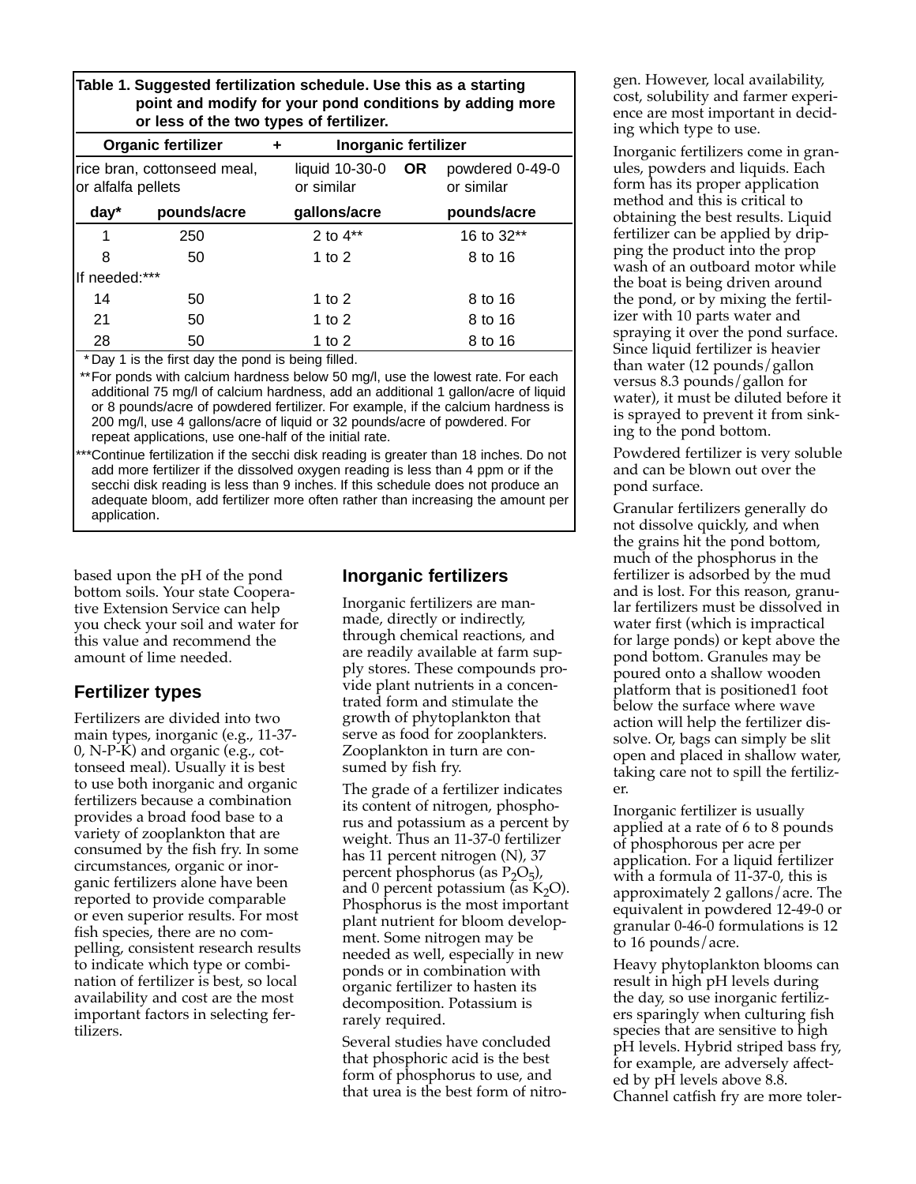**Table 1. Suggested fertilization schedule. Use this as a starting point and modify for your pond conditions by adding more or less of the two types of fertilizer.**

| Organic fertilizer | | + Inorganic fertilizer | | |
|---|---|---|---|---|
| rice bran, cottonseed meal, or alfalfa pellets | | liquid 10-30-0 or similar | OR | powdered 0-49-0 or similar |
| day* | pounds/acre | gallons/acre | | pounds/acre |
| 1 | 250 | 2 to 4** | | 16 to 32** |
| 8 | 50 | 1 to 2 | | 8 to 16 |
| If needed:*** | | | | |
| 14 | 50 | 1 to 2 | | 8 to 16 |
| 21 | 50 | 1 to 2 | | 8 to 16 |
| 28 | 50 | 1 to 2 | | 8 to 16 |

*Day 1 is the first day the pond is being filled.

**For ponds with calcium hardness below 50 mg/l, use the lowest rate. For each additional 75 mg/l of calcium hardness, add an additional 1 gallon/acre of liquid or 8 pounds/acre of powdered fertilizer. For example, if the calcium hardness is 200 mg/l, use 4 gallons/acre of liquid or 32 pounds/acre of powdered. For repeat applications, use one-half of the initial rate.

***Continue fertilization if the secchi disk reading is greater than 18 inches. Do not add more fertilizer if the dissolved oxygen reading is less than 4 ppm or if the secchi disk reading is less than 9 inches. If this schedule does not produce an adequate bloom, add fertilizer more often rather than increasing the amount per application.

based upon the pH of the pond bottom soils. Your state Cooperative Extension Service can help you check your soil and water for this value and recommend the amount of lime needed.

## Fertilizer types

Fertilizers are divided into two main types, inorganic (e.g., 11-37-0, N-P-K) and organic (e.g., cottonseed meal). Usually it is best to use both inorganic and organic fertilizers because a combination provides a broad food base to a variety of zooplankton that are consumed by the fish fry. In some circumstances, organic or inorganic fertilizers alone have been reported to provide comparable or even superior results. For most fish species, there are no compelling, consistent research results to indicate which type or combination of fertilizer is best, so local availability and cost are the most important factors in selecting fertilizers.

## Inorganic fertilizers

Inorganic fertilizers are manmade, directly or indirectly, through chemical reactions, and are readily available at farm supply stores. These compounds provide plant nutrients in a concentrated form and stimulate the growth of phytoplankton that serve as food for zooplankters. Zooplankton in turn are consumed by fish fry.

The grade of a fertilizer indicates its content of nitrogen, phosphorus and potassium as a percent by weight. Thus an 11-37-0 fertilizer has 11 percent nitrogen (N), 37 percent phosphorus (as $P_2O_5$), and 0 percent potassium (as $K_2O$). Phosphorus is the most important plant nutrient for bloom development. Some nitrogen may be needed as well, especially in new ponds or in combination with organic fertilizer to hasten its decomposition. Potassium is rarely required.

Several studies have concluded that phosphoric acid is the best form of phosphorus to use, and that urea is the best form of nitrogen. However, local availability, cost, solubility and farmer experience are most important in deciding which type to use.

Inorganic fertilizers come in granules, powders and liquids. Each form has its proper application method and this is critical to obtaining the best results. Liquid fertilizer can be applied by dripping the product into the prop wash of an outboard motor while the boat is being driven around the pond, or by mixing the fertilizer with 10 parts water and spraying it over the pond surface. Since liquid fertilizer is heavier than water (12 pounds/gallon versus 8.3 pounds/gallon for water), it must be diluted before it is sprayed to prevent it from sinking to the pond bottom.

Powdered fertilizer is very soluble and can be blown out over the pond surface.

Granular fertilizers generally do not dissolve quickly, and when the grains hit the pond bottom, much of the phosphorus in the fertilizer is adsorbed by the mud and is lost. For this reason, granular fertilizers must be dissolved in water first (which is impractical for large ponds) or kept above the pond bottom. Granules may be poured onto a shallow wooden platform that is positioned1 foot below the surface where wave action will help the fertilizer dissolve. Or, bags can simply be slit open and placed in shallow water, taking care not to spill the fertilizer.

Inorganic fertilizer is usually applied at a rate of 6 to 8 pounds of phosphorous per acre per application. For a liquid fertilizer with a formula of 11-37-0, this is approximately 2 gallons/acre. The equivalent in powdered 12-49-0 or granular 0-46-0 formulations is 12 to 16 pounds/acre.

Heavy phytoplankton blooms can result in high pH levels during the day, so use inorganic fertilizers sparingly when culturing fish species that are sensitive to high pH levels. Hybrid striped bass fry, for example, are adversely affected by pH levels above 8.8. Channel catfish fry are more toler-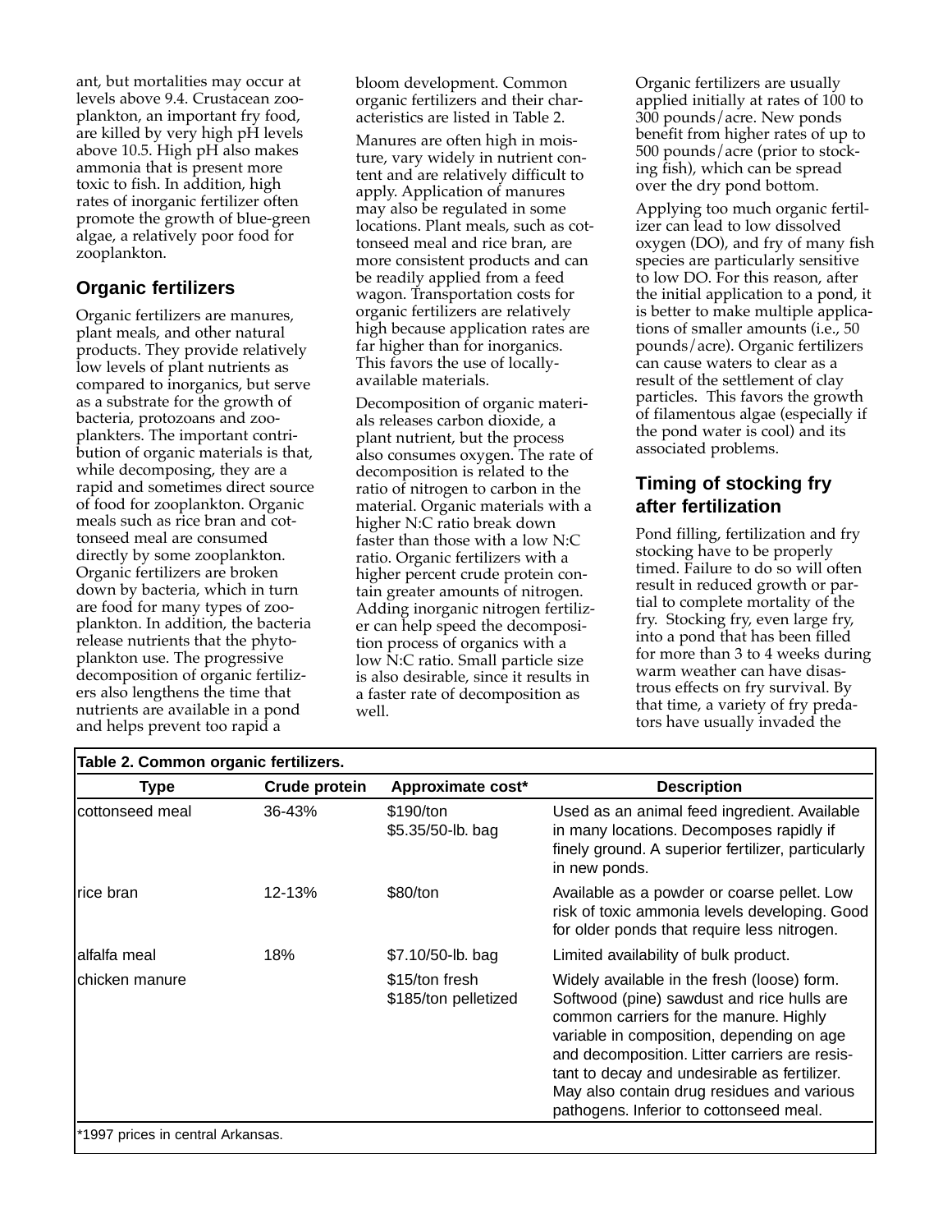ant, but mortalities may occur at levels above 9.4. Crustacean zooplankton, an important fry food, are killed by very high pH levels above 10.5. High pH also makes ammonia that is present more toxic to fish. In addition, high rates of inorganic fertilizer often promote the growth of blue-green algae, a relatively poor food for zooplankton.

## Organic fertilizers

Organic fertilizers are manures, plant meals, and other natural products. They provide relatively low levels of plant nutrients as compared to inorganics, but serve as a substrate for the growth of bacteria, protozoans and zooplankters. The important contribution of organic materials is that, while decomposing, they are a rapid and sometimes direct source of food for zooplankton. Organic meals such as rice bran and cottonseed meal are consumed directly by some zooplankton. Organic fertilizers are broken down by bacteria, which in turn are food for many types of zooplankton. In addition, the bacteria release nutrients that the phytoplankton use. The progressive decomposition of organic fertilizers also lengthens the time that nutrients are available in a pond and helps prevent too rapid a bloom development. Common organic fertilizers and their characteristics are listed in Table 2.

Manures are often high in moisture, vary widely in nutrient content and are relatively difficult to apply. Application of manures may also be regulated in some locations. Plant meals, such as cottonseed meal and rice bran, are more consistent products and can be readily applied from a feed wagon. Transportation costs for organic fertilizers are relatively high because application rates are far higher than for inorganics. This favors the use of locally-available materials.

Decomposition of organic materials releases carbon dioxide, a plant nutrient, but the process also consumes oxygen. The rate of decomposition is related to the ratio of nitrogen to carbon in the material. Organic materials with a higher N:C ratio break down faster than those with a low N:C ratio. Organic fertilizers with a higher percent crude protein contain greater amounts of nitrogen. Adding inorganic nitrogen fertilizer can help speed the decomposition process of organics with a low N:C ratio. Small particle size is also desirable, since it results in a faster rate of decomposition as well.

Organic fertilizers are usually applied initially at rates of 100 to 300 pounds/acre. New ponds benefit from higher rates of up to 500 pounds/acre (prior to stocking fish), which can be spread over the dry pond bottom.

Applying too much organic fertilizer can lead to low dissolved oxygen (DO), and fry of many fish species are particularly sensitive to low DO. For this reason, after the initial application to a pond, it is better to make multiple applications of smaller amounts (i.e., 50 pounds/acre). Organic fertilizers can cause waters to clear as a result of the settlement of clay particles. This favors the growth of filamentous algae (especially if the pond water is cool) and its associated problems.

## Timing of stocking fry after fertilization

Pond filling, fertilization and fry stocking have to be properly timed. Failure to do so will often result in reduced growth or partial to complete mortality of the fry. Stocking fry, even large fry, into a pond that has been filled for more than 3 to 4 weeks during warm weather can have disastrous effects on fry survival. By that time, a variety of fry predators have usually invaded the

**Table 2. Common organic fertilizers.**

| Type | Crude protein | Approximate cost* | Description |
|---|---|---|---|
| cottonseed meal | 36-43% | $190/ton<br>$5.35/50-lb. bag | Used as an animal feed ingredient. Available in many locations. Decomposes rapidly if finely ground. A superior fertilizer, particularly in new ponds. |
| rice bran | 12-13% | $80/ton | Available as a powder or coarse pellet. Low risk of toxic ammonia levels developing. Good for older ponds that require less nitrogen. |
| alfalfa meal | 18% | $7.10/50-lb. bag | Limited availability of bulk product. |
| chicken manure | | $15/ton fresh<br>$185/ton pelletized | Widely available in the fresh (loose) form. Softwood (pine) sawdust and rice hulls are common carriers for the manure. Highly variable in composition, depending on age and decomposition. Litter carriers are resistant to decay and undesirable as fertilizer. May also contain drug residues and various pathogens. Inferior to cottonseed meal. |

*1997 prices in central Arkansas.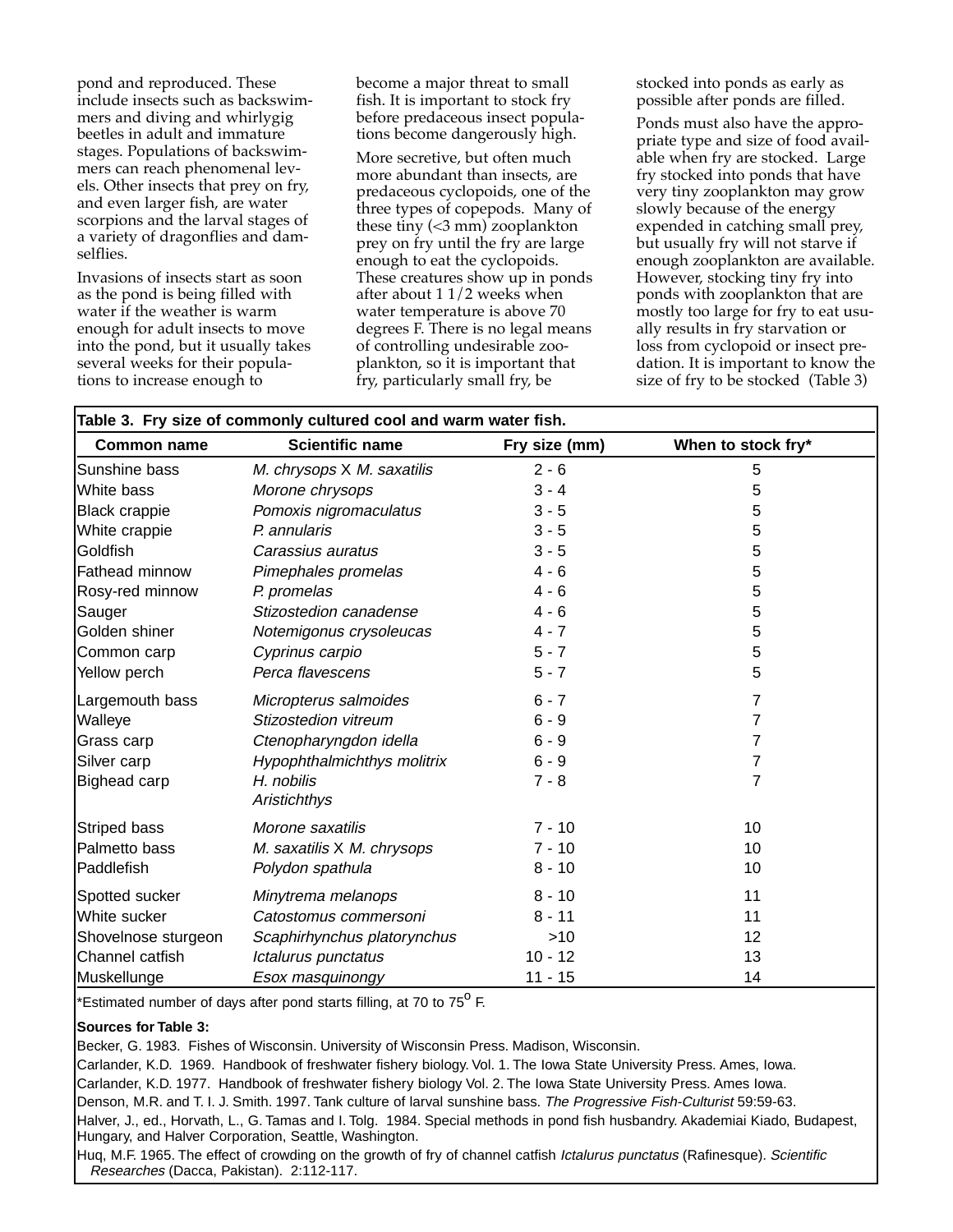pond and reproduced. These include insects such as backswimmers and diving and whirlygig beetles in adult and immature stages. Populations of backswimmers can reach phenomenal levels. Other insects that prey on fry, and even larger fish, are water scorpions and the larval stages of a variety of dragonflies and damselflies.

Invasions of insects start as soon as the pond is being filled with water if the weather is warm enough for adult insects to move into the pond, but it usually takes several weeks for their populations to increase enough to become a major threat to small fish. It is important to stock fry before predaceous insect populations become dangerously high.

More secretive, but often much more abundant than insects, are predaceous cyclopoids, one of the three types of copepods. Many of these tiny (<3 mm) zooplankton prey on fry until the fry are large enough to eat the cyclopoids. These creatures show up in ponds after about 1 1/2 weeks when water temperature is above 70 degrees F. There is no legal means of controlling undesirable zooplankton, so it is important that fry, particularly small fry, be stocked into ponds as early as possible after ponds are filled.

Ponds must also have the appropriate type and size of food available when fry are stocked. Large fry stocked into ponds that have very tiny zooplankton may grow slowly because of the energy expended in catching small prey, but usually fry will not starve if enough zooplankton are available. However, stocking tiny fry into ponds with zooplankton that are mostly too large for fry to eat usually results in fry starvation or loss from cyclopoid or insect predation. It is important to know the size of fry to be stocked (Table 3)

**Table 3. Fry size of commonly cultured cool and warm water fish.**

| Common name | Scientific name | Fry size (mm) | When to stock fry* |
|---|---|---|---|
| Sunshine bass | *M. chrysops* X *M. saxatilis* | 2 - 6 | 5 |
| White bass | *Morone chrysops* | 3 - 4 | 5 |
| Black crappie | *Pomoxis nigromaculatus* | 3 - 5 | 5 |
| White crappie | *P. annularis* | 3 - 5 | 5 |
| Goldfish | *Carassius auratus* | 3 - 5 | 5 |
| Fathead minnow | *Pimephales promelas* | 4 - 6 | 5 |
| Rosy-red minnow | *P. promelas* | 4 - 6 | 5 |
| Sauger | *Stizostedion canadense* | 4 - 6 | 5 |
| Golden shiner | *Notemigonus crysoleucas* | 4 - 7 | 5 |
| Common carp | *Cyprinus carpio* | 5 - 7 | 5 |
| Yellow perch | *Perca flavescens* | 5 - 7 | 5 |
| Largemouth bass | *Micropterus salmoides* | 6 - 7 | 7 |
| Walleye | *Stizostedion vitreum* | 6 - 9 | 7 |
| Grass carp | *Ctenopharyngdon idella* | 6 - 9 | 7 |
| Silver carp | *Hypophthalmichthys molitrix* | 6 - 9 | 7 |
| Bighead carp | *H. nobilis* *Aristichthys* | 7 - 8 | 7 |
| Striped bass | *Morone saxatilis* | 7 - 10 | 10 |
| Palmetto bass | *M. saxatilis* X *M. chrysops* | 7 - 10 | 10 |
| Paddlefish | *Polydon spathula* | 8 - 10 | 10 |
| Spotted sucker | *Minytrema melanops* | 8 - 10 | 11 |
| White sucker | *Catostomus commersoni* | 8 - 11 | 11 |
| Shovelnose sturgeon | *Scaphirhynchus platorynchus* | >10 | 12 |
| Channel catfish | *Ictalurus punctatus* | 10 - 12 | 13 |
| Muskellunge | *Esox masquinongy* | 11 - 15 | 14 |

*Estimated number of days after pond starts filling, at 70 to 75$^{o}$ F.

**Sources for Table 3:**

Becker, G. 1983. Fishes of Wisconsin. University of Wisconsin Press. Madison, Wisconsin.

Carlander, K.D. 1969. Handbook of freshwater fishery biology. Vol. 1. The Iowa State University Press. Ames, Iowa.

Carlander, K.D. 1977. Handbook of freshwater fishery biology Vol. 2. The Iowa State University Press. Ames Iowa.

Denson, M.R. and T. I. J. Smith. 1997. Tank culture of larval sunshine bass. *The Progressive Fish-Culturist* 59:59-63.

Halver, J., ed., Horvath, L., G. Tamas and I. Tolg. 1984. Special methods in pond fish husbandry. Akademiai Kiado, Budapest, Hungary, and Halver Corporation, Seattle, Washington.

Huq, M.F. 1965. The effect of crowding on the growth of fry of channel catfish *Ictalurus punctatus* (Rafinesque). *Scientific Researches* (Dacca, Pakistan). 2:112-117.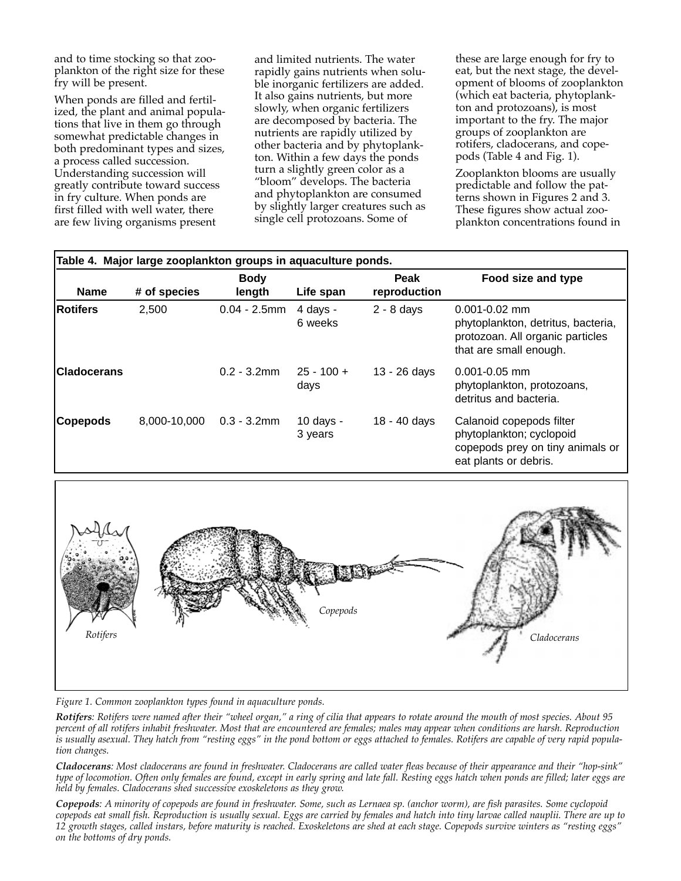and to time stocking so that zooplankton of the right size for these fry will be present.

When ponds are filled and fertilized, the plant and animal populations that live in them go through somewhat predictable changes in both predominant types and sizes, a process called succession. Understanding succession will greatly contribute toward success in fry culture. When ponds are first filled with well water, there are few living organisms present and limited nutrients. The water rapidly gains nutrients when soluble inorganic fertilizers are added. It also gains nutrients, but more slowly, when organic fertilizers are decomposed by bacteria. The nutrients are rapidly utilized by other bacteria and by phytoplankton. Within a few days the ponds turn a slightly green color as a "bloom" develops. The bacteria and phytoplankton are consumed by slightly larger creatures such as single cell protozoans. Some of these are large enough for fry to eat, but the next stage, the development of blooms of zooplankton (which eat bacteria, phytoplankton and protozoans), is most important to the fry. The major groups of zooplankton are rotifers, cladocerans, and copepods (Table 4 and Fig. 1).

Zooplankton blooms are usually predictable and follow the patterns shown in Figures 2 and 3. These figures show actual zooplankton concentrations found in

**Table 4. Major large zooplankton groups in aquaculture ponds.**

| Name | # of species | Body length | Life span | Peak reproduction | Food size and type |
|---|---|---|---|---|---|
| **Rotifers** | 2,500 | 0.04 - 2.5mm | 4 days - 6 weeks | 2 - 8 days | 0.001-0.02 mm phytoplankton, detritus, bacteria, protozoan. All organic particles that are small enough. |
| **Cladocerans** | | 0.2 - 3.2mm | 25 - 100 + days | 13 - 26 days | 0.001-0.05 mm phytoplankton, protozoans, detritus and bacteria. |
| **Copepods** | 8,000-10,000 | 0.3 - 3.2mm | 10 days - 3 years | 18 - 40 days | Calanoid copepods filter phytoplankton; cyclopoid copepods prey on tiny animals or eat plants or debris. |

*Figure 1. Common zooplankton types found in aquaculture ponds.*

***Rotifers**: Rotifers were named after their "wheel organ," a ring of cilia that appears to rotate around the mouth of most species. About 95 percent of all rotifers inhabit freshwater. Most that are encountered are females; males may appear when conditions are harsh. Reproduction is usually asexual. They hatch from "resting eggs" in the pond bottom or eggs attached to females. Rotifers are capable of very rapid population changes.*

***Cladocerans**: Most cladocerans are found in freshwater. Cladocerans are called water fleas because of their appearance and their "hop-sink" type of locomotion. Often only females are found, except in early spring and late fall. Resting eggs hatch when ponds are filled; later eggs are held by females. Cladocerans shed successive exoskeletons as they grow.*

***Copepods**: A minority of copepods are found in freshwater. Some, such as Lernaea sp. (anchor worm), are fish parasites. Some cyclopoid copepods eat small fish. Reproduction is usually sexual. Eggs are carried by females and hatch into tiny larvae called nauplii. There are up to 12 growth stages, called instars, before maturity is reached. Exoskeletons are shed at each stage. Copepods survive winters as "resting eggs" on the bottoms of dry ponds.*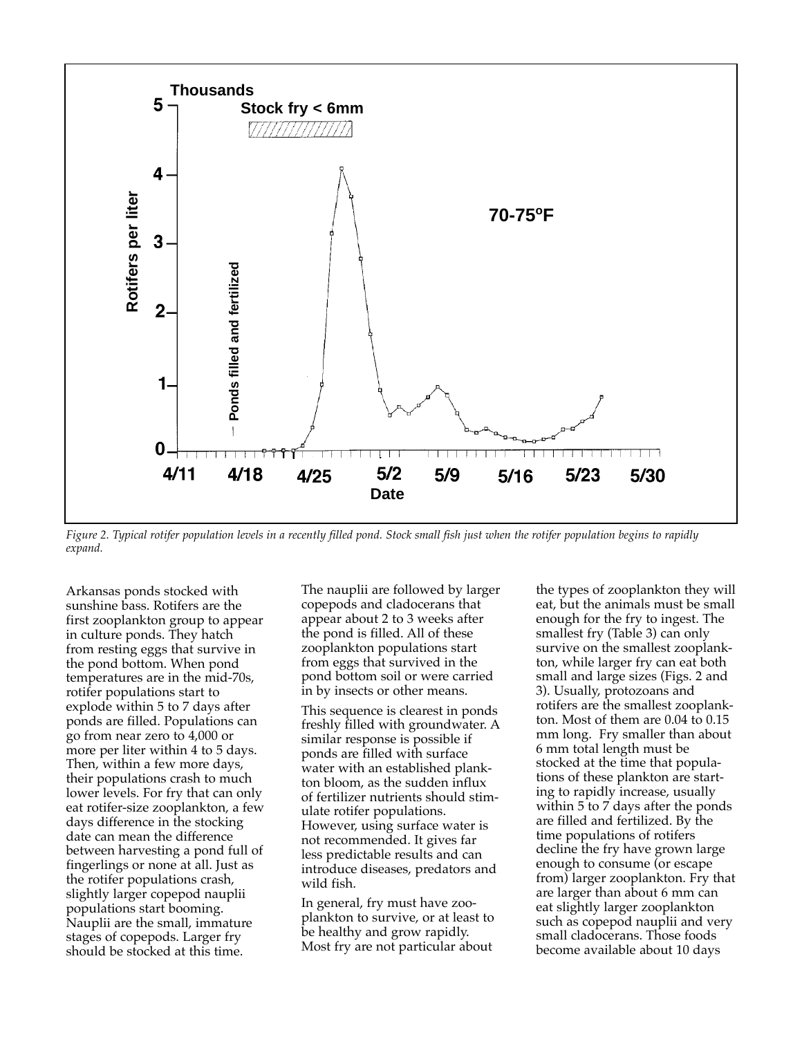Figure 2. Typical rotifer population levels in a recently filled pond. Stock small fish just when the rotifer population begins to rapidly expand.

Arkansas ponds stocked with sunshine bass. Rotifers are the first zooplankton group to appear in culture ponds. They hatch from resting eggs that survive in the pond bottom. When pond temperatures are in the mid-70s, rotifer populations start to explode within 5 to 7 days after ponds are filled. Populations can go from near zero to 4,000 or more per liter within 4 to 5 days. Then, within a few more days, their populations crash to much lower levels. For fry that can only eat rotifer-size zooplankton, a few days difference in the stocking date can mean the difference between harvesting a pond full of fingerlings or none at all. Just as the rotifer populations crash, slightly larger copepod nauplii populations start booming. Nauplii are the small, immature stages of copepods. Larger fry should be stocked at this time.

The nauplii are followed by larger copepods and cladocerans that appear about 2 to 3 weeks after the pond is filled. All of these zooplankton populations start from eggs that survived in the pond bottom soil or were carried in by insects or other means.

This sequence is clearest in ponds freshly filled with groundwater. A similar response is possible if ponds are filled with surface water with an established plankton bloom, as the sudden influx of fertilizer nutrients should stimulate rotifer populations. However, using surface water is not recommended. It gives far less predictable results and can introduce diseases, predators and wild fish.

In general, fry must have zooplankton to survive, or at least to be healthy and grow rapidly. Most fry are not particular about the types of zooplankton they will eat, but the animals must be small enough for the fry to ingest. The smallest fry (Table 3) can only survive on the smallest zooplankton, while larger fry can eat both small and large sizes (Figs. 2 and 3). Usually, protozoans and rotifers are the smallest zooplankton. Most of them are 0.04 to 0.15 mm long. Fry smaller than about 6 mm total length must be stocked at the time that populations of these plankton are starting to rapidly increase, usually within 5 to 7 days after the ponds are filled and fertilized. By the time populations of rotifers decline the fry have grown large enough to consume (or escape from) larger zooplankton. Fry that are larger than about 6 mm can eat slightly larger zooplankton such as copepod nauplii and very small cladocerans. Those foods become available about 10 days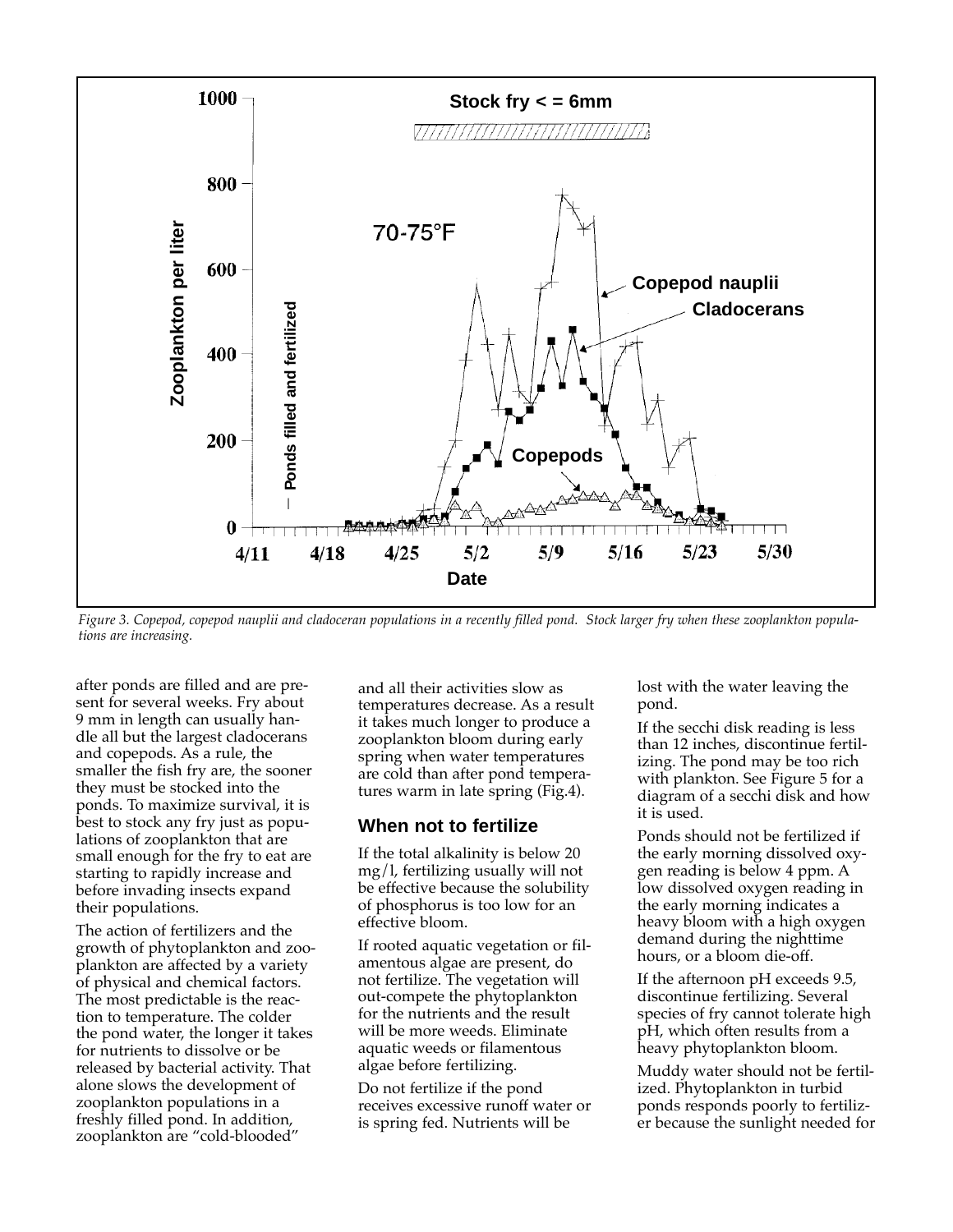*Figure 3. Copepod, copepod nauplii and cladoceran populations in a recently filled pond. Stock larger fry when these zooplankton populations are increasing.*

after ponds are filled and are present for several weeks. Fry about 9 mm in length can usually handle all but the largest cladocerans and copepods. As a rule, the smaller the fish fry are, the sooner they must be stocked into the ponds. To maximize survival, it is best to stock any fry just as populations of zooplankton that are small enough for the fry to eat are starting to rapidly increase and before invading insects expand their populations.

The action of fertilizers and the growth of phytoplankton and zooplankton are affected by a variety of physical and chemical factors. The most predictable is the reaction to temperature. The colder the pond water, the longer it takes for nutrients to dissolve or be released by bacterial activity. That alone slows the development of zooplankton populations in a freshly filled pond. In addition, zooplankton are "cold-blooded" and all their activities slow as temperatures decrease. As a result it takes much longer to produce a zooplankton bloom during early spring when water temperatures are cold than after pond temperatures warm in late spring (Fig.4).

## When not to fertilize

If the total alkalinity is below 20 mg/l, fertilizing usually will not be effective because the solubility of phosphorus is too low for an effective bloom.

If rooted aquatic vegetation or filamentous algae are present, do not fertilize. The vegetation will out-compete the phytoplankton for the nutrients and the result will be more weeds. Eliminate aquatic weeds or filamentous algae before fertilizing.

Do not fertilize if the pond receives excessive runoff water or is spring fed. Nutrients will be lost with the water leaving the pond.

If the secchi disk reading is less than 12 inches, discontinue fertilizing. The pond may be too rich with plankton. See Figure 5 for a diagram of a secchi disk and how it is used.

Ponds should not be fertilized if the early morning dissolved oxygen reading is below 4 ppm. A low dissolved oxygen reading in the early morning indicates a heavy bloom with a high oxygen demand during the nighttime hours, or a bloom die-off.

If the afternoon pH exceeds 9.5, discontinue fertilizing. Several species of fry cannot tolerate high pH, which often results from a heavy phytoplankton bloom.

Muddy water should not be fertilized. Phytoplankton in turbid ponds responds poorly to fertilizer because the sunlight needed for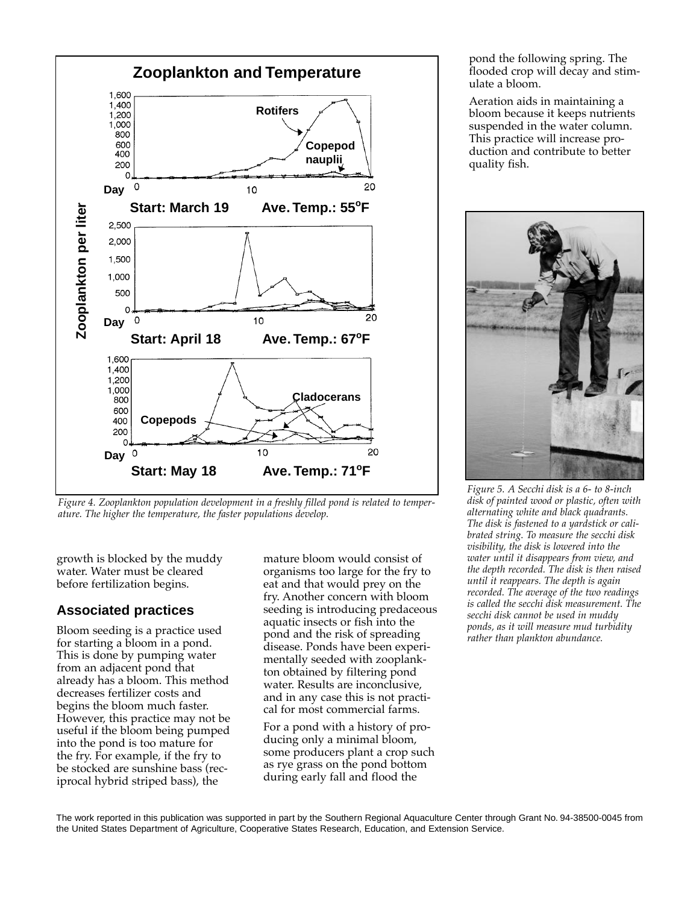Zooplankton and Temperature

Zooplankton per liter

1,600
1,400
1,200
1,000
800
600
400
200
0

Rotifers

Copepod nauplii

Day 0 10 20

Start: March 19 Ave. Temp.: 55°F

2,500
2,000
1,500
1,000
500
0

Day 0 10 20

Start: April 18 Ave. Temp.: 67°F

1,600
1,400
1,200
1,000
800
600
400
200
0

Cladocerans

Copepods

Day 0 10 20

Start: May 18 Ave. Temp.: 71°F

*Figure 4. Zooplankton population development in a freshly filled pond is related to temperature. The higher the temperature, the faster populations develop.*

growth is blocked by the muddy water. Water must be cleared before fertilization begins.

## Associated practices

Bloom seeding is a practice used for starting a bloom in a pond. This is done by pumping water from an adjacent pond that already has a bloom. This method decreases fertilizer costs and begins the bloom much faster. However, this practice may not be useful if the bloom being pumped into the pond is too mature for the fry. For example, if the fry to be stocked are sunshine bass (reciprocal hybrid striped bass), the mature bloom would consist of organisms too large for the fry to eat and that would prey on the fry. Another concern with bloom seeding is introducing predaceous aquatic insects or fish into the pond and the risk of spreading disease. Ponds have been experimentally seeded with zooplankton obtained by filtering pond water. Results are inconclusive, and in any case this is not practical for most commercial farms.

For a pond with a history of producing only a minimal bloom, some producers plant a crop such as rye grass on the pond bottom during early fall and flood the pond the following spring. The flooded crop will decay and stimulate a bloom.

Aeration aids in maintaining a bloom because it keeps nutrients suspended in the water column. This practice will increase production and contribute to better quality fish.

*Figure 5. A Secchi disk is a 6- to 8-inch disk of painted wood or plastic, often with alternating white and black quadrants. The disk is fastened to a yardstick or calibrated string. To measure the secchi disk visibility, the disk is lowered into the water until it disappears from view, and the depth recorded. The disk is then raised until it reappears. The depth is again recorded. The average of the two readings is called the secchi disk measurement. The secchi disk cannot be used in muddy ponds, as it will measure mud turbidity rather than plankton abundance.*

The work reported in this publication was supported in part by the Southern Regional Aquaculture Center through Grant No. 94-38500-0045 from the United States Department of Agriculture, Cooperative States Research, Education, and Extension Service.